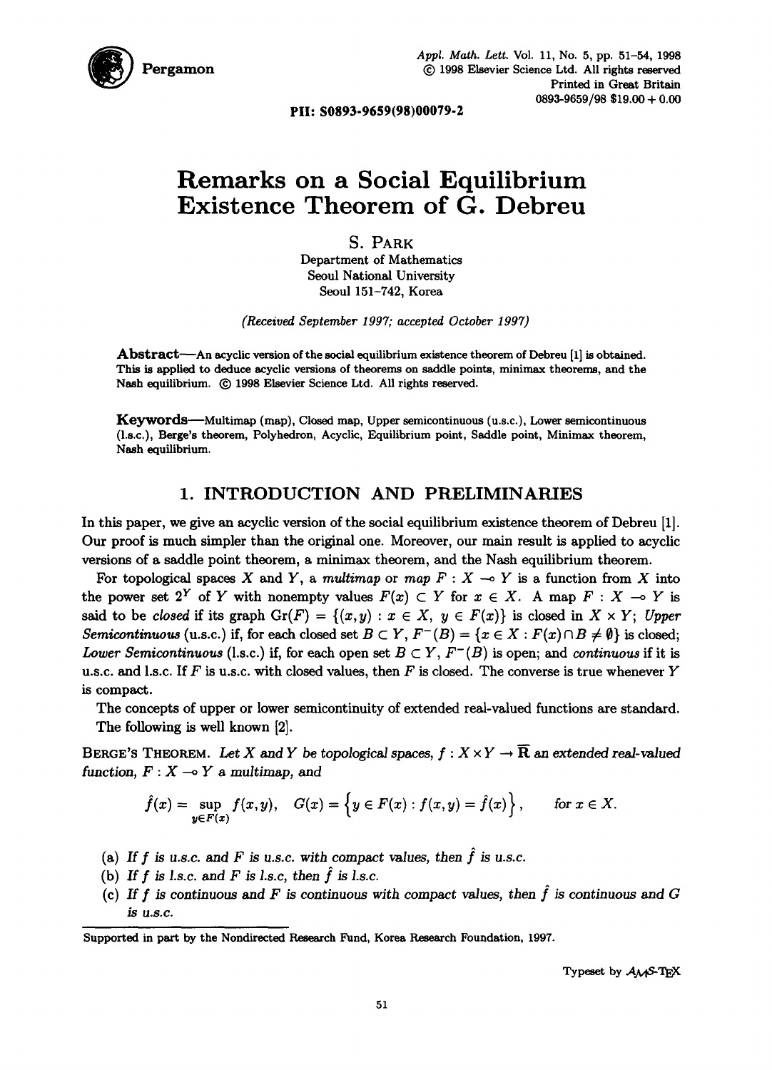PII: S0893-9659(98)00079-2

# Remarks on a Social Equilibrium Existence Theorem of G. Debreu

S. PARK
Department of Mathematics
Seoul National University
Seoul 151-742, Korea

*(Received September 1997; accepted October 1997)*

**Abstract**—An acyclic version of the social equilibrium existence theorem of Debreu [1] is obtained. This is applied to deduce acyclic versions of theorems on saddle points, minimax theorems, and the Nash equilibrium. © 1998 Elsevier Science Ltd. All rights reserved.

**Keywords**—Multimap (map), Closed map, Upper semicontinuous (u.s.c.), Lower semicontinuous (l.s.c.), Berge's theorem, Polyhedron, Acyclic, Equilibrium point, Saddle point, Minimax theorem, Nash equilibrium.

## 1. INTRODUCTION AND PRELIMINARIES

In this paper, we give an acyclic version of the social equilibrium existence theorem of Debreu [1]. Our proof is much simpler than the original one. Moreover, our main result is applied to acyclic versions of a saddle point theorem, a minimax theorem, and the Nash equilibrium theorem.

For topological spaces $X$ and $Y$, a *multimap* or *map* $F : X \multimap Y$ is a function from $X$ into the power set $2^Y$ of $Y$ with nonempty values $F(x) \subset Y$ for $x \in X$. A map $F : X \multimap Y$ is said to be *closed* if its graph $\mathrm{Gr}(F) = \{(x, y) : x \in X,\ y \in F(x)\}$ is closed in $X \times Y$; *Upper Semicontinuous* (u.s.c.) if, for each closed set $B \subset Y$, $F^-(B) = \{x \in X : F(x) \cap B \neq \emptyset\}$ is closed; *Lower Semicontinuous* (l.s.c.) if, for each open set $B \subset Y$, $F^-(B)$ is open; and *continuous* if it is u.s.c. and l.s.c. If $F$ is u.s.c. with closed values, then $F$ is closed. The converse is true whenever $Y$ is compact.

The concepts of upper or lower semicontinuity of extended real-valued functions are standard. The following is well known [2].

BERGE'S THEOREM. *Let $X$ and $Y$ be topological spaces, $f : X \times Y \to \overline{\mathbf{R}}$ an extended real-valued function, $F : X \multimap Y$ a multimap, and*

$$\hat{f}(x) = \sup_{y \in F(x)} f(x, y), \quad G(x) = \left\{ y \in F(x) : f(x, y) = \hat{f}(x) \right\}, \qquad \text{for } x \in X.$$

- (a) *If $f$ is u.s.c. and $F$ is u.s.c. with compact values, then $\hat{f}$ is u.s.c.*
- (b) *If $f$ is l.s.c. and $F$ is l.s.c, then $\hat{f}$ is l.s.c.*
- (c) *If $f$ is continuous and $F$ is continuous with compact values, then $\hat{f}$ is continuous and $G$ is u.s.c.*

Supported in part by the Nondirected Research Fund, Korea Research Foundation, 1997.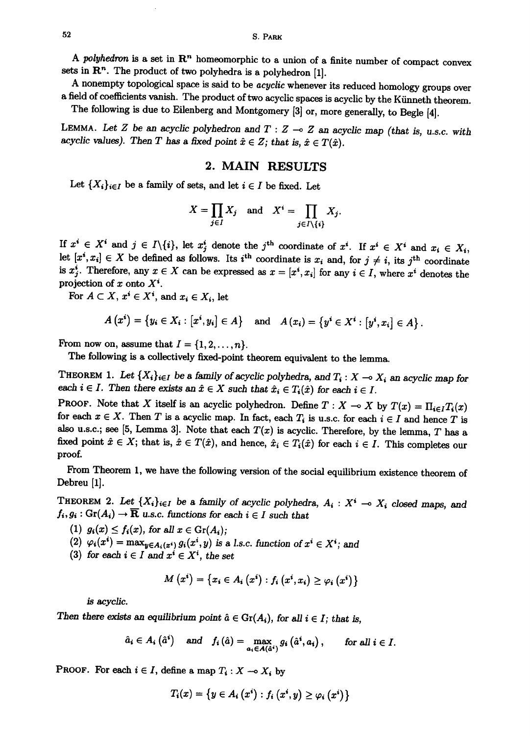A *polyhedron* is a set in $\mathbf{R}^n$ homeomorphic to a union of a finite number of compact convex sets in $\mathbf{R}^n$. The product of two polyhedra is a polyhedron [1].

A nonempty topological space is said to be *acyclic* whenever its reduced homology groups over a field of coefficients vanish. The product of two acyclic spaces is acyclic by the Künneth theorem.

The following is due to Eilenberg and Montgomery [3] or, more generally, to Begle [4].

LEMMA. *Let $Z$ be an acyclic polyhedron and $T : Z \multimap Z$ an acyclic map (that is, u.s.c. with acyclic values). Then $T$ has a fixed point $\hat{x} \in Z$; that is, $\hat{x} \in T(\hat{x})$.*

## 2. MAIN RESULTS

Let $\{X_i\}_{i\in I}$ be a family of sets, and let $i \in I$ be fixed. Let

$$X = \prod_{j\in I} X_j \quad \text{and} \quad X^i = \prod_{j \in I\setminus\{i\}} X_j.$$

If $x^i \in X^i$ and $j \in I\setminus\{i\}$, let $x^i_j$ denote the $j^{\text{th}}$ coordinate of $x^i$. If $x^i \in X^i$ and $x_i \in X_i$, let $[x^i, x_i] \in X$ be defined as follows. Its $i^{\text{th}}$ coordinate is $x_i$ and, for $j \neq i$, its $j^{\text{th}}$ coordinate is $x^i_j$. Therefore, any $x \in X$ can be expressed as $x = [x^i, x_i]$ for any $i \in I$, where $x^i$ denotes the projection of $x$ onto $X^i$.

For $A \subset X$, $x^i \in X^i$, and $x_i \in X_i$, let

$$A\left(x^i\right) = \left\{y_i \in X_i : \left[x^i, y_i\right] \in A\right\} \quad \text{and} \quad A\left(x_i\right) = \left\{y^i \in X^i : \left[y^i, x_i\right] \in A\right\}.$$

From now on, assume that $I = \{1, 2, \dots, n\}$.

The following is a collectively fixed-point theorem equivalent to the lemma.

THEOREM 1. *Let $\{X_i\}_{i\in I}$ be a family of acyclic polyhedra, and $T_i : X \multimap X_i$ an acyclic map for each $i \in I$. Then there exists an $\hat{x} \in X$ such that $\hat{x}_i \in T_i(\hat{x})$ for each $i \in I$.*

PROOF. Note that $X$ itself is an acyclic polyhedron. Define $T : X \multimap X$ by $T(x) = \Pi_{i\in I} T_i(x)$ for each $x \in X$. Then $T$ is a acyclic map. In fact, each $T_i$ is u.s.c. for each $i \in I$ and hence $T$ is also u.s.c.; see [5, Lemma 3]. Note that each $T(x)$ is acyclic. Therefore, by the lemma, $T$ has a fixed point $\hat{x} \in X$; that is, $\hat{x} \in T(\hat{x})$, and hence, $\hat{x}_i \in T_i(\hat{x})$ for each $i \in I$. This completes our proof.

From Theorem 1, we have the following version of the social equilibrium existence theorem of Debreu [1].

THEOREM 2. *Let $\{X_i\}_{i\in I}$ be a family of acyclic polyhedra, $A_i : X^i \multimap X_i$ closed maps, and $f_i, g_i : \operatorname{Gr}(A_i) \to \overline{\mathbf{R}}$ u.s.c. functions for each $i \in I$ such that*

(1) *$g_i(x) \leq f_i(x)$, for all $x \in \operatorname{Gr}(A_i)$;*
(2) *$\varphi_i(x^i) = \max_{y\in A_i(x^i)} g_i(x^i, y)$ is a l.s.c. function of $x^i \in X^i$; and*
(3) *for each $i \in I$ and $x^i \in X^i$, the set*

$$M\left(x^i\right) = \left\{x_i \in A_i\left(x^i\right) : f_i\left(x^i, x_i\right) \geq \varphi_i\left(x^i\right)\right\}$$

*is acyclic.*

*Then there exists an equilibrium point $\hat{a} \in \operatorname{Gr}(A_i)$, for all $i \in I$; that is,*

$$\hat{a}_i \in A_i\left(\hat{a}^i\right) \quad \text{and} \quad f_i\left(\hat{a}\right) = \max_{a_i \in A(\hat{a}^i)} g_i\left(\hat{a}^i, a_i\right), \qquad \text{for all } i \in I.$$

PROOF. For each $i \in I$, define a map $T_i : X \multimap X_i$ by

$$T_i(x) = \left\{y \in A_i\left(x^i\right) : f_i\left(x^i, y\right) \geq \varphi_i\left(x^i\right)\right\}$$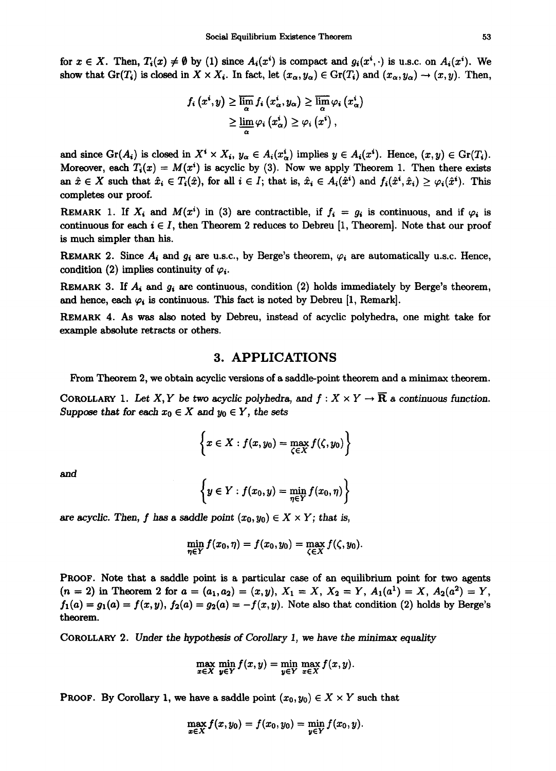for $x \in X$. Then, $T_i(x) \neq \emptyset$ by (1) since $A_i(x^i)$ is compact and $g_i(x^i, \cdot)$ is u.s.c. on $A_i(x^i)$. We show that $\mathrm{Gr}(T_i)$ is closed in $X \times X_i$. In fact, let $(x_\alpha, y_\alpha) \in \mathrm{Gr}(T_i)$ and $(x_\alpha, y_\alpha) \to (x, y)$. Then,

$$f_i(x^i, y) \geq \overline{\lim_\alpha} f_i(x^i_\alpha, y_\alpha) \geq \overline{\lim_\alpha} \varphi_i(x^i_\alpha)$$
$$\geq \underline{\lim_\alpha} \varphi_i(x^i_\alpha) \geq \varphi_i(x^i),$$

and since $\mathrm{Gr}(A_i)$ is closed in $X^i \times X_i$, $y_\alpha \in A_i(x^i_\alpha)$ implies $y \in A_i(x^i)$. Hence, $(x, y) \in \mathrm{Gr}(T_i)$. Moreover, each $T_i(x) = M(x^i)$ is acyclic by (3). Now we apply Theorem 1. Then there exists an $\hat{x} \in X$ such that $\hat{x}_i \in T_i(\hat{x})$, for all $i \in I$; that is, $\hat{x}_i \in A_i(\hat{x}^i)$ and $f_i(\hat{x}^i, \hat{x}_i) \geq \varphi_i(\hat{x}^i)$. This completes our proof.

**Remark** 1. If $X_i$ and $M(x^i)$ in (3) are contractible, if $f_i = g_i$ is continuous, and if $\varphi_i$ is continuous for each $i \in I$, then Theorem 2 reduces to Debreu [1, Theorem]. Note that our proof is much simpler than his.

**Remark** 2. Since $A_i$ and $g_i$ are u.s.c., by Berge's theorem, $\varphi_i$ are automatically u.s.c. Hence, condition (2) implies continuity of $\varphi_i$.

**Remark** 3. If $A_i$ and $g_i$ are continuous, condition (2) holds immediately by Berge's theorem, and hence, each $\varphi_i$ is continuous. This fact is noted by Debreu [1, Remark].

**Remark** 4. As was also noted by Debreu, instead of acyclic polyhedra, one might take for example absolute retracts or others.

## 3. APPLICATIONS

From Theorem 2, we obtain acyclic versions of a saddle-point theorem and a minimax theorem.

**Corollary** 1. *Let $X, Y$ be two acyclic polyhedra, and $f : X \times Y \to \overline{\mathbf{R}}$ a continuous function. Suppose that for each $x_0 \in X$ and $y_0 \in Y$, the sets*

$$\left\{ x \in X : f(x, y_0) = \max_{\zeta \in X} f(\zeta, y_0) \right\}$$

*and*

$$\left\{ y \in Y : f(x_0, y) = \min_{\eta \in Y} f(x_0, \eta) \right\}$$

*are acyclic. Then, $f$ has a saddle point $(x_0, y_0) \in X \times Y$; that is,*

$$\min_{\eta \in Y} f(x_0, \eta) = f(x_0, y_0) = \max_{\zeta \in X} f(\zeta, y_0).$$

**Proof.** Note that a saddle point is a particular case of an equilibrium point for two agents ($n = 2$) in Theorem 2 for $a = (a_1, a_2) = (x, y)$, $X_1 = X$, $X_2 = Y$, $A_1(a^1) = X$, $A_2(a^2) = Y$, $f_1(a) = g_1(a) = f(x, y)$, $f_2(a) = g_2(a) = -f(x, y)$. Note also that condition (2) holds by Berge's theorem.

**Corollary** 2. *Under the hypothesis of Corollary 1, we have the minimax equality*

$$\max_{x \in X} \min_{y \in Y} f(x, y) = \min_{y \in Y} \max_{x \in X} f(x, y).$$

**Proof.** By Corollary 1, we have a saddle point $(x_0, y_0) \in X \times Y$ such that

$$\max_{x \in X} f(x, y_0) = f(x_0, y_0) = \min_{y \in Y} f(x_0, y).$$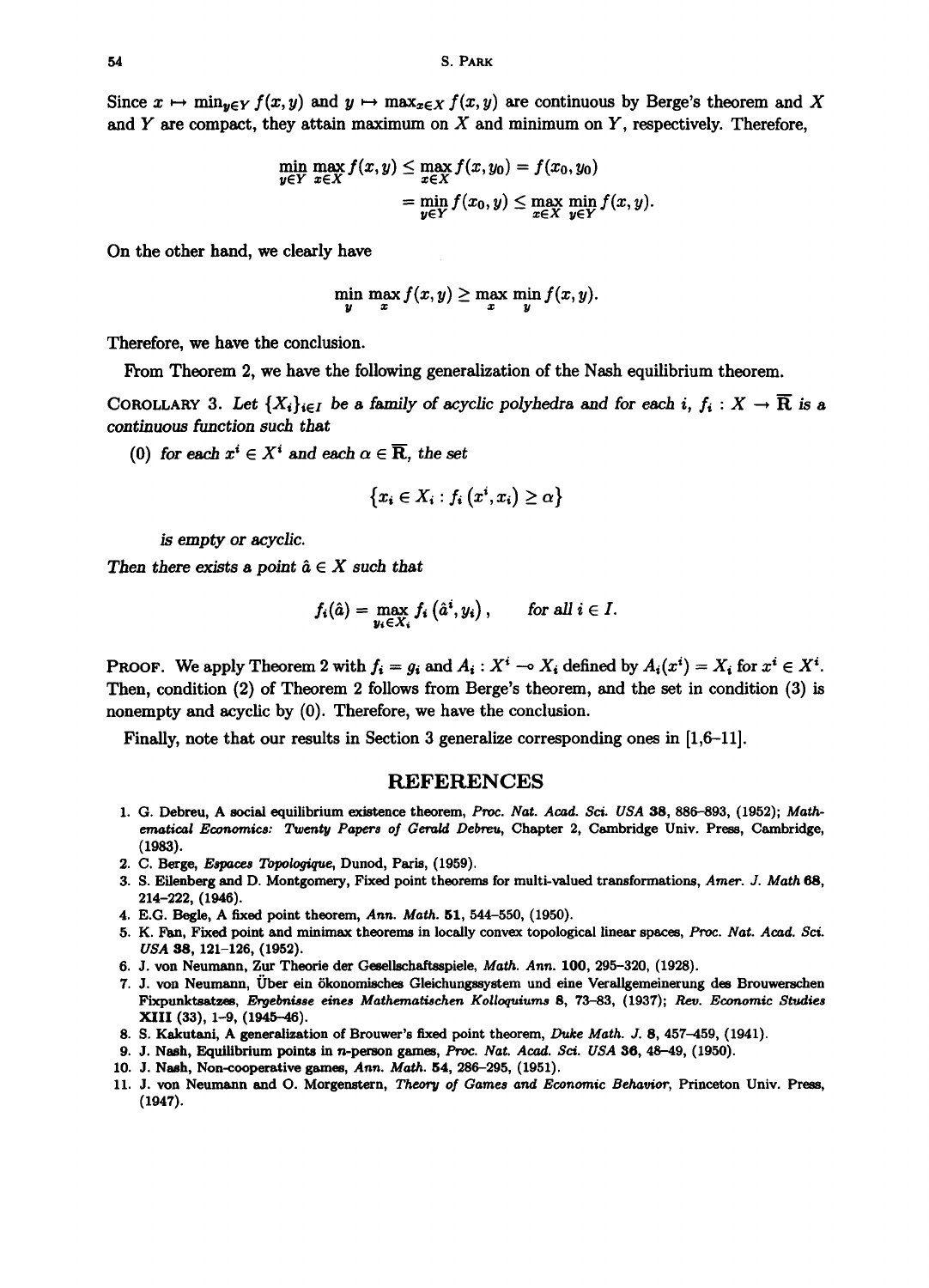Since $x \mapsto \min_{y \in Y} f(x,y)$ and $y \mapsto \max_{x \in X} f(x,y)$ are continuous by Berge's theorem and $X$ and $Y$ are compact, they attain maximum on $X$ and minimum on $Y$, respectively. Therefore,

$$\begin{aligned}\min_{y \in Y} \max_{x \in X} f(x,y) &\leq \max_{x \in X} f(x, y_0) = f(x_0, y_0) \\ &= \min_{y \in Y} f(x_0, y) \leq \max_{x \in X} \min_{y \in Y} f(x,y).\end{aligned}$$

On the other hand, we clearly have

$$\min_{y} \max_{x} f(x,y) \geq \max_{x} \min_{y} f(x,y).$$

Therefore, we have the conclusion.

From Theorem 2, we have the following generalization of the Nash equilibrium theorem.

COROLLARY 3. *Let $\{X_i\}_{i \in I}$ be a family of acyclic polyhedra and for each $i$, $f_i : X \to \overline{\mathbf{R}}$ is a continuous function such that*

(0) *for each $x^i \in X^i$ and each $\alpha \in \overline{\mathbf{R}}$, the set*

$$\{x_i \in X_i : f_i(x^i, x_i) \geq \alpha\}$$

*is empty or acyclic.*

*Then there exists a point $\hat{a} \in X$ such that*

$$f_i(\hat{a}) = \max_{y_i \in X_i} f_i(\hat{a}^i, y_i), \qquad \text{for all } i \in I.$$

PROOF. We apply Theorem 2 with $f_i = g_i$ and $A_i : X^i \multimap X_i$ defined by $A_i(x^i) = X_i$ for $x^i \in X^i$. Then, condition (2) of Theorem 2 follows from Berge's theorem, and the set in condition (3) is nonempty and acyclic by (0). Therefore, we have the conclusion.

Finally, note that our results in Section 3 generalize corresponding ones in [1,6–11].

## REFERENCES

1. G. Debreu, A social equilibrium existence theorem, *Proc. Nat. Acad. Sci. USA* **38**, 886–893, (1952); *Mathematical Economics: Twenty Papers of Gerald Debreu*, Chapter 2, Cambridge Univ. Press, Cambridge, (1983).
2. C. Berge, *Espaces Topologique*, Dunod, Paris, (1959).
3. S. Eilenberg and D. Montgomery, Fixed point theorems for multi-valued transformations, *Amer. J. Math* **68**, 214–222, (1946).
4. E.G. Begle, A fixed point theorem, *Ann. Math.* **51**, 544–550, (1950).
5. K. Fan, Fixed point and minimax theorems in locally convex topological linear spaces, *Proc. Nat. Acad. Sci. USA* **38**, 121–126, (1952).
6. J. von Neumann, Zur Theorie der Gesellschaftsspiele, *Math. Ann.* **100**, 295–320, (1928).
7. J. von Neumann, Über ein ökonomisches Gleichungssystem und eine Verallgemeinerung des Brouwerschen Fixpunktsatzes, *Ergebnisse eines Mathematischen Kolloquiums* **8**, 73–83, (1937); *Rev. Economic Studies* **XIII** (33), 1–9, (1945–46).
8. S. Kakutani, A generalization of Brouwer's fixed point theorem, *Duke Math. J.* **8**, 457–459, (1941).
9. J. Nash, Equilibrium points in $n$-person games, *Proc. Nat. Acad. Sci. USA* **36**, 48–49, (1950).
10. J. Nash, Non-cooperative games, *Ann. Math.* **54**, 286–295, (1951).
11. J. von Neumann and O. Morgenstern, *Theory of Games and Economic Behavior*, Princeton Univ. Press, (1947).